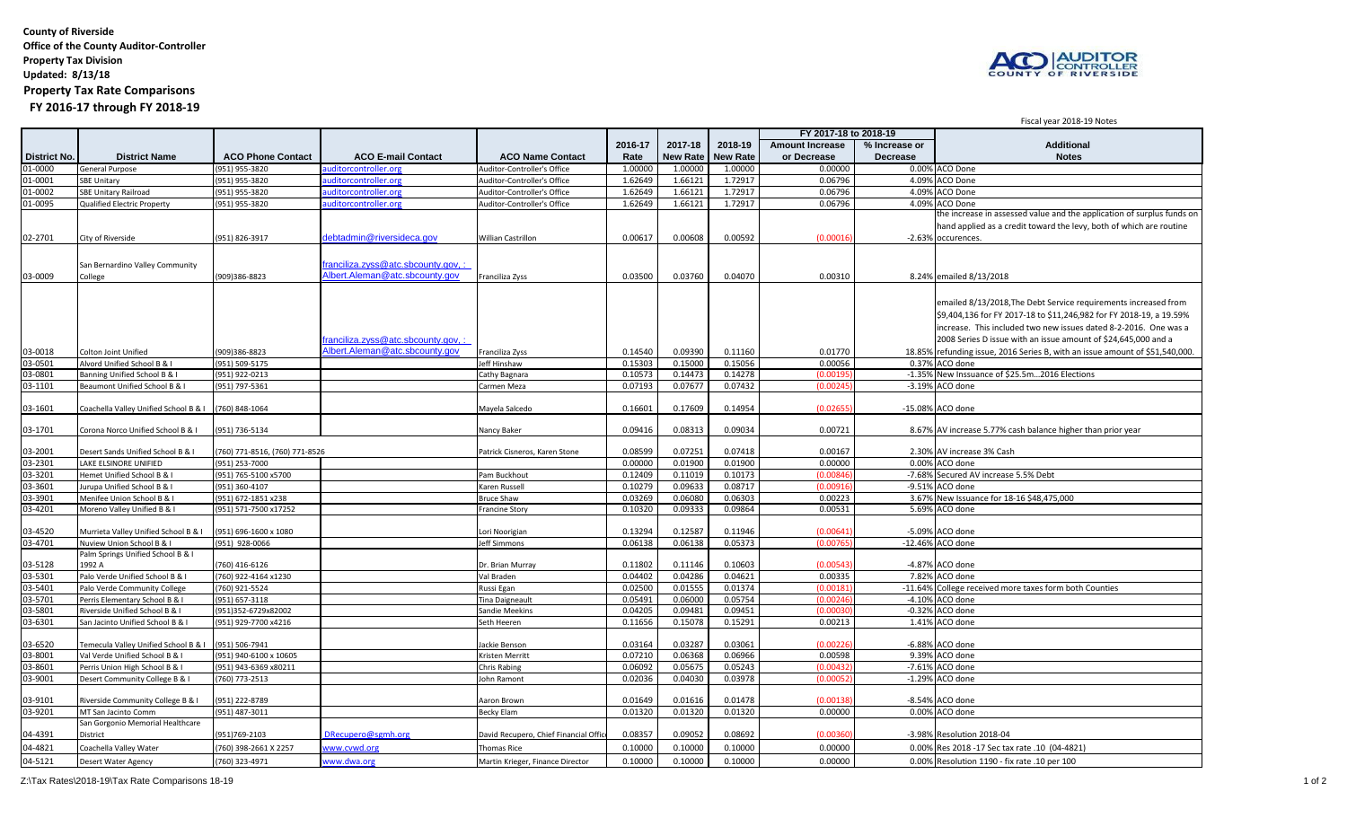**County of Riverside**
**Office of the County Auditor-Controller**
**Property Tax Division**
**Updated: 8/13/18**

## Property Tax Rate Comparisons
## FY 2016-17 through FY 2018-19

Fiscal year 2018-19 Notes

| | | | | | | | | FY 2017-18 to 2018-19 | | |
|---|---|---|---|---|---|---|---|---|---|---|
| **District No.** | **District Name** | **ACO Phone Contact** | **ACO E-mail Contact** | **ACO Name Contact** | **2016-17 Rate** | **2017-18 New Rate** | **2018-19 New Rate** | **Amount Increase or Decrease** | **% Increase or Decrease** | **Additional Notes** |
| 01-0000 | General Purpose | (951) 955-3820 | auditorcontroller.org | Auditor-Controller's Office | 1.00000 | 1.00000 | 1.00000 | 0.00000 | 0.00% | ACO Done |
| 01-0001 | SBE Unitary | (951) 955-3820 | auditorcontroller.org | Auditor-Controller's Office | 1.62649 | 1.66121 | 1.72917 | 0.06796 | 4.09% | ACO Done |
| 01-0002 | SBE Unitary Railroad | (951) 955-3820 | auditorcontroller.org | Auditor-Controller's Office | 1.62649 | 1.66121 | 1.72917 | 0.06796 | 4.09% | ACO Done |
| 01-0095 | Qualified Electric Property | (951) 955-3820 | auditorcontroller.org | Auditor-Controller's Office | 1.62649 | 1.66121 | 1.72917 | 0.06796 | 4.09% | ACO Done |
| 02-2701 | City of Riverside | (951) 826-3917 | debtadmin@riversideca.gov | Willian Castrillon | 0.00617 | 0.00608 | 0.00592 | (0.00016) | -2.63% | the increase in assessed value and the application of surplus funds on hand applied as a credit toward the levy, both of which are routine occurences. |
| 03-0009 | San Bernardino Valley Community College | (909)386-8823 | franciliza.zyss@atc.sbcounty.gov, ; Albert.Aleman@atc.sbcounty.gov | Franciliza Zyss | 0.03500 | 0.03760 | 0.04070 | 0.00310 | 8.24% | emailed 8/13/2018 |
| 03-0018 | Colton Joint Unified | (909)386-8823 | franciliza.zyss@atc.sbcounty.gov, ; Albert.Aleman@atc.sbcounty.gov | Franciliza Zyss | 0.14540 | 0.09390 | 0.11160 | 0.01770 | 18.85% | emailed 8/13/2018,The Debt Service requirements increased from $9,404,136 for FY 2017-18 to $11,246,982 for FY 2018-19, a 19.59% increase. This included two new issues dated 8-2-2016. One was a 2008 Series D issue with an issue amount of $24,645,000 and a refunding issue, 2016 Series B, with an issue amount of $51,540,000. |
| 03-0501 | Alvord Unified School B & I | (951) 509-5175 | | Jeff Hinshaw | 0.15303 | 0.15000 | 0.15056 | 0.00056 | 0.37% | ACO done |
| 03-0801 | Banning Unified School B & I | (951) 922-0213 | | Cathy Bagnara | 0.10573 | 0.14473 | 0.14278 | (0.00195) | -1.35% | New Inssuance of $25.5m...2016 Elections |
| 03-1101 | Beaumont Unified School B & I | (951) 797-5361 | | Carmen Meza | 0.07193 | 0.07677 | 0.07432 | (0.00245) | -3.19% | ACO done |
| 03-1601 | Coachella Valley Unified School B & I | (760) 848-1064 | | Mayela Salcedo | 0.16601 | 0.17609 | 0.14954 | (0.02655) | -15.08% | ACO done |
| 03-1701 | Corona Norco Unified School B & I | (951) 736-5134 | | Nancy Baker | 0.09416 | 0.08313 | 0.09034 | 0.00721 | 8.67% | AV increase 5.77% cash balance higher than prior year |
| 03-2001 | Desert Sands Unified School B & I | (760) 771-8516, (760) 771-8526 | | Patrick Cisneros, Karen Stone | 0.08599 | 0.07251 | 0.07418 | 0.00167 | 2.30% | AV increase 3% Cash |
| 03-2301 | LAKE ELSINORE UNIFIED | (951) 253-7000 | | | 0.00000 | 0.01900 | 0.01900 | 0.00000 | 0.00% | ACO done |
| 03-3201 | Hemet Unified School B & I | (951) 765-5100 x5700 | | Pam Buckhout | 0.12409 | 0.11019 | 0.10173 | (0.00846) | -7.68% | Secured AV increase 5.5% Debt |
| 03-3601 | Jurupa Unified School B & I | (951) 360-4107 | | Karen Russell | 0.10279 | 0.09633 | 0.08717 | (0.00916) | -9.51% | ACO done |
| 03-3901 | Menifee Union School B & I | (951) 672-1851 x238 | | Bruce Shaw | 0.03269 | 0.06080 | 0.06303 | 0.00223 | 3.67% | New Issuance for 18-16 $48,475,000 |
| 03-4201 | Moreno Valley Unified B & I | (951) 571-7500 x17252 | | Francine Story | 0.10320 | 0.09333 | 0.09864 | 0.00531 | 5.69% | ACO done |
| 03-4520 | Murrieta Valley Unified School B & I | (951) 696-1600 x 1080 | | Lori Noorigian | 0.13294 | 0.12587 | 0.11946 | (0.00641) | -5.09% | ACO done |
| 03-4701 | Nuview Union School B & I | (951) 928-0066 | | Jeff Simmons | 0.06138 | 0.06138 | 0.05373 | (0.00765) | -12.46% | ACO done |
| 03-5128 | Palm Springs Unified School B & I 1992 A | (760) 416-6126 | | Dr. Brian Murray | 0.11802 | 0.11146 | 0.10603 | (0.00543) | -4.87% | ACO done |
| 03-5301 | Palo Verde Unified School B & I | (760) 922-4164 x1230 | | Val Braden | 0.04402 | 0.04286 | 0.04621 | 0.00335 | 7.82% | ACO done |
| 03-5401 | Palo Verde Community College | (760) 921-5524 | | Russi Egan | 0.02500 | 0.01555 | 0.01374 | (0.00181) | -11.64% | College received more taxes form both Counties |
| 03-5701 | Perris Elementary School B & I | (951) 657-3118 | | Tina Daigneault | 0.05491 | 0.06000 | 0.05754 | (0.00246) | -4.10% | ACO done |
| 03-5801 | Riverside Unified School B & I | (951)352-6729x82002 | | Sandie Meekins | 0.04205 | 0.09481 | 0.09451 | (0.00030) | -0.32% | ACO done |
| 03-6301 | San Jacinto Unified School B & I | (951) 929-7700 x4216 | | Seth Heeren | 0.11656 | 0.15078 | 0.15291 | 0.00213 | 1.41% | ACO done |
| 03-6520 | Temecula Valley Unified School B & I | (951) 506-7941 | | Jackie Benson | 0.03164 | 0.03287 | 0.03061 | (0.00226) | -6.88% | ACO done |
| 03-8001 | Val Verde Unified School B & I | (951) 940-6100 x 10605 | | Kristen Merritt | 0.07210 | 0.06368 | 0.06966 | 0.00598 | 9.39% | ACO done |
| 03-8601 | Perris Union High School B & I | (951) 943-6369 x80211 | | Chris Rabing | 0.06092 | 0.05675 | 0.05243 | (0.00432) | -7.61% | ACO done |
| 03-9001 | Desert Community College B & I | (760) 773-2513 | | John Ramont | 0.02036 | 0.04030 | 0.03978 | (0.00052) | -1.29% | ACO done |
| 03-9101 | Riverside Community College B & I | (951) 222-8789 | | Aaron Brown | 0.01649 | 0.01616 | 0.01478 | (0.00138) | -8.54% | ACO done |
| 03-9201 | MT San Jacinto Comm | (951) 487-3011 | | Becky Elam | 0.01320 | 0.01320 | 0.01320 | 0.00000 | 0.00% | ACO done |
| 04-4391 | San Gorgonio Memorial Healthcare District | (951)769-2103 | DRecupero@sgmh.org | David Recupero, Chief Financial Offic | 0.08357 | 0.09052 | 0.08692 | (0.00360) | -3.98% | Resolution 2018-04 |
| 04-4821 | Coachella Valley Water | (760) 398-2661 X 2257 | www.cvwd.org | Thomas Rice | 0.10000 | 0.10000 | 0.10000 | 0.00000 | 0.00% | Res 2018 -17 Sec tax rate .10 (04-4821) |
| 04-5121 | Desert Water Agency | (760) 323-4971 | www.dwa.org | Martin Krieger, Finance Director | 0.10000 | 0.10000 | 0.10000 | 0.00000 | 0.00% | Resolution 1190 - fix rate .10 per 100 |

Z:\Tax Rates\2018-19\Tax Rate Comparisons 18-19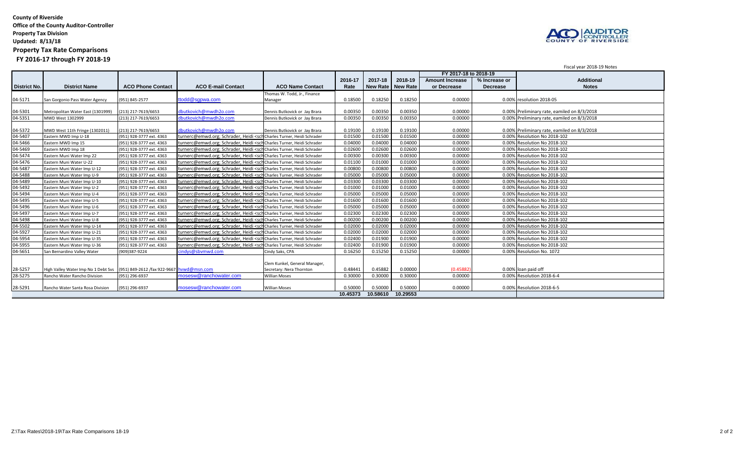**County of Riverside**
**Office of the County Auditor-Controller**
**Property Tax Division**
**Updated: 8/13/18**

## Property Tax Rate Comparisons
## FY 2016-17 through FY 2018-19

Fiscal year 2018-19 Notes

| District No. | District Name | ACO Phone Contact | ACO E-mail Contact | ACO Name Contact | 2016-17 Rate | 2017-18 New Rate | 2018-19 New Rate | FY 2017-18 to 2018-19 Amount Increase or Decrease | FY 2017-18 to 2018-19 % Increase or Decrease | Additional Notes |
|---|---|---|---|---|---|---|---|---|---|---|
| 04-5171 | San Gorgonio Pass Water Agency | (951) 845-2577 | ttodd@sgpwa.com | Thomas W. Todd, Jr., Finance Manager | 0.18500 | 0.18250 | 0.18250 | 0.00000 | 0.00% | resolution 2018-05 |
| 04-5301 | Metropolitan Water East (1301999) | (213) 217-7619/6653 | dbutkovich@mwdh2o.com | Dennis Butkovick or Jay Brara | 0.00350 | 0.00350 | 0.00350 | 0.00000 | 0.00% | Preliminary rate, eamiled on 8/3/2018 |
| 04-5351 | MWD West 1302999 | (213) 217-7619/6653 | dbutkovich@mwdh2o.com | Dennis Butkovick or Jay Brara | 0.00350 | 0.00350 | 0.00350 | 0.00000 | 0.00% | Preliminary rate, eamiled on 8/3/2018 |
| 04-5372 | MWD West 11th Fringe (1302011) | (213) 217-7619/6653 | dbutkovich@mwdh2o.com | Dennis Butkovick or Jay Brara | 0.19100 | 0.19100 | 0.19100 | 0.00000 | 0.00% | Preliminary rate, eamiled on 8/3/2018 |
| 04-5407 | Eastern MWD Imp U-18 | (951) 928-3777 ext. 4363 | turnerc@emwd.org; Schrader, Heidi <sch | Charles Turner, Heidi Schrader | 0.01500 | 0.01500 | 0.01500 | 0.00000 | 0.00% | Resolution No 2018-102 |
| 04-5466 | Eastern MWD Imp 15 | (951) 928-3777 ext. 4363 | turnerc@emwd.org; Schrader, Heidi <sch | Charles Turner, Heidi Schrader | 0.04000 | 0.04000 | 0.04000 | 0.00000 | 0.00% | Resolution No 2018-102 |
| 04-5469 | Eastern MWD Imp 18 | (951) 928-3777 ext. 4363 | turnerc@emwd.org; Schrader, Heidi <sch | Charles Turner, Heidi Schrader | 0.02600 | 0.02600 | 0.02600 | 0.00000 | 0.00% | Resolution No 2018-102 |
| 04-5474 | Eastern Muni Water Imp 22 | (951) 928-3777 ext. 4363 | turnerc@emwd.org; Schrader, Heidi <sch | Charles Turner, Heidi Schrader | 0.00300 | 0.00300 | 0.00300 | 0.00000 | 0.00% | Resolution No 2018-102 |
| 04-5476 | Eastern Muni Water U-22 | (951) 928-3777 ext. 4363 | turnerc@emwd.org; Schrader, Heidi <sch | Charles Turner, Heidi Schrader | 0.01100 | 0.01000 | 0.01000 | 0.00000 | 0.00% | Resolution No 2018-102 |
| 04-5487 | Eastern Muni Water Imp U-12 | (951) 928-3777 ext. 4363 | turnerc@emwd.org; Schrader, Heidi <sch | Charles Turner, Heidi Schrader | 0.00800 | 0.00800 | 0.00800 | 0.00000 | 0.00% | Resolution No 2018-102 |
| 04-5488 | Eastern Muni Water Imp U-9 | (951) 928-3777 ext. 4363 | turnerc@emwd.org; Schrader, Heidi <sch | Charles Turner, Heidi Schrader | 0.05000 | 0.05000 | 0.05000 | 0.00000 | 0.00% | Resolution No 2018-102 |
| 04-5489 | Eastern Muni Water Imp U-10 | (951) 928-3777 ext. 4363 | turnerc@emwd.org; Schrader, Heidi <sch | Charles Turner, Heidi Schrader | 0.03300 | 0.03300 | 0.03300 | 0.00000 | 0.00% | Resolution No 2018-102 |
| 04-5492 | Eastern Muni Water Imp U-2 | (951) 928-3777 ext. 4363 | turnerc@emwd.org; Schrader, Heidi <sch | Charles Turner, Heidi Schrader | 0.01000 | 0.01000 | 0.01000 | 0.00000 | 0.00% | Resolution No 2018-102 |
| 04-5494 | Eastern Muni Water Imp U-4 | (951) 928-3777 ext. 4363 | turnerc@emwd.org; Schrader, Heidi <sch | Charles Turner, Heidi Schrader | 0.05000 | 0.05000 | 0.05000 | 0.00000 | 0.00% | Resolution No 2018-102 |
| 04-5495 | Eastern Muni Water Imp U-5 | (951) 928-3777 ext. 4363 | turnerc@emwd.org; Schrader, Heidi <sch | Charles Turner, Heidi Schrader | 0.01600 | 0.01600 | 0.01600 | 0.00000 | 0.00% | Resolution No 2018-102 |
| 04-5496 | Eastern Muni Water Imp U-6 | (951) 928-3777 ext. 4363 | turnerc@emwd.org; Schrader, Heidi <sch | Charles Turner, Heidi Schrader | 0.05000 | 0.05000 | 0.05000 | 0.00000 | 0.00% | Resolution No 2018-102 |
| 04-5497 | Eastern Muni Water Imp U-7 | (951) 928-3777 ext. 4363 | turnerc@emwd.org; Schrader, Heidi <sch | Charles Turner, Heidi Schrader | 0.02300 | 0.02300 | 0.02300 | 0.00000 | 0.00% | Resolution No 2018-102 |
| 04-5498 | Eastern Muni Water Imp U-8 | (951) 928-3777 ext. 4363 | turnerc@emwd.org; Schrader, Heidi <sch | Charles Turner, Heidi Schrader | 0.00200 | 0.00200 | 0.00200 | 0.00000 | 0.00% | Resolution No 2018-102 |
| 04-5502 | Eastern Muni Water Imp U-14 | (951) 928-3777 ext. 4363 | turnerc@emwd.org; Schrader, Heidi <sch | Charles Turner, Heidi Schrader | 0.02000 | 0.02000 | 0.02000 | 0.00000 | 0.00% | Resolution No 2018-102 |
| 04-5927 | Eastern Muni Water Imp U-21 | (951) 928-3777 ext. 4363 | turnerc@emwd.org; Schrader, Heidi <sch | Charles Turner, Heidi Schrader | 0.02000 | 0.02000 | 0.02000 | 0.00000 | 0.00% | Resolution No 2018-102 |
| 04-5954 | Eastern Muni Water Imp U-35 | (951) 928-3777 ext. 4363 | turnerc@emwd.org; Schrader, Heidi <sch | Charles Turner, Heidi Schrader | 0.02400 | 0.01900 | 0.01900 | 0.00000 | 0.00% | Resolution No 2018-102 |
| 04-5955 | Eastern Muni Water Imp U-36 | (951) 928-3777 ext. 4363 | turnerc@emwd.org; Schrader, Heidi <sch | Charles Turner, Heidi Schrader | 0.02400 | 0.01900 | 0.01900 | 0.00000 | 0.00% | Resolution No 2018-102 |
| 04-5651 | San Bernardino Valley Water | (909)387-9224 | cindys@sbvmwd.com | Cindy Saks, CPA | 0.16250 | 0.15250 | 0.15250 | 0.00000 | 0.00% | Resolution No. 1072 |
| 28-5257 | High Valley Water Imp No 1 Debt Svs | (951) 849-2612 /fax 922-9667 | hvwd@msn.com | Clem Kunkel, General Manager, Secretary: Nera Thornton | 0.48441 | 0.45882 | 0.00000 | (0.45882) | 0.00% | loan paid off |
| 28-5275 | Rancho Water Rancho Division | (951) 296-6937 | mosesw@ranchowater.com | Willian Moses | 0.30000 | 0.30000 | 0.30000 | 0.00000 | 0.00% | Resolution 2018-6-4 |
| 28-5291 | Rancho Water Santa Rosa Division | (951) 296-6937 | mosesw@ranchowater.com | Willian Moses | 0.50000 | 0.50000 | 0.50000 | 0.00000 | 0.00% | Resolution 2018-6-5 |
| | | | | | 10.45373 | 10.58610 | 10.29553 | | | |

Z:\Tax Rates\2018-19\Tax Rate Comparisons 18-19